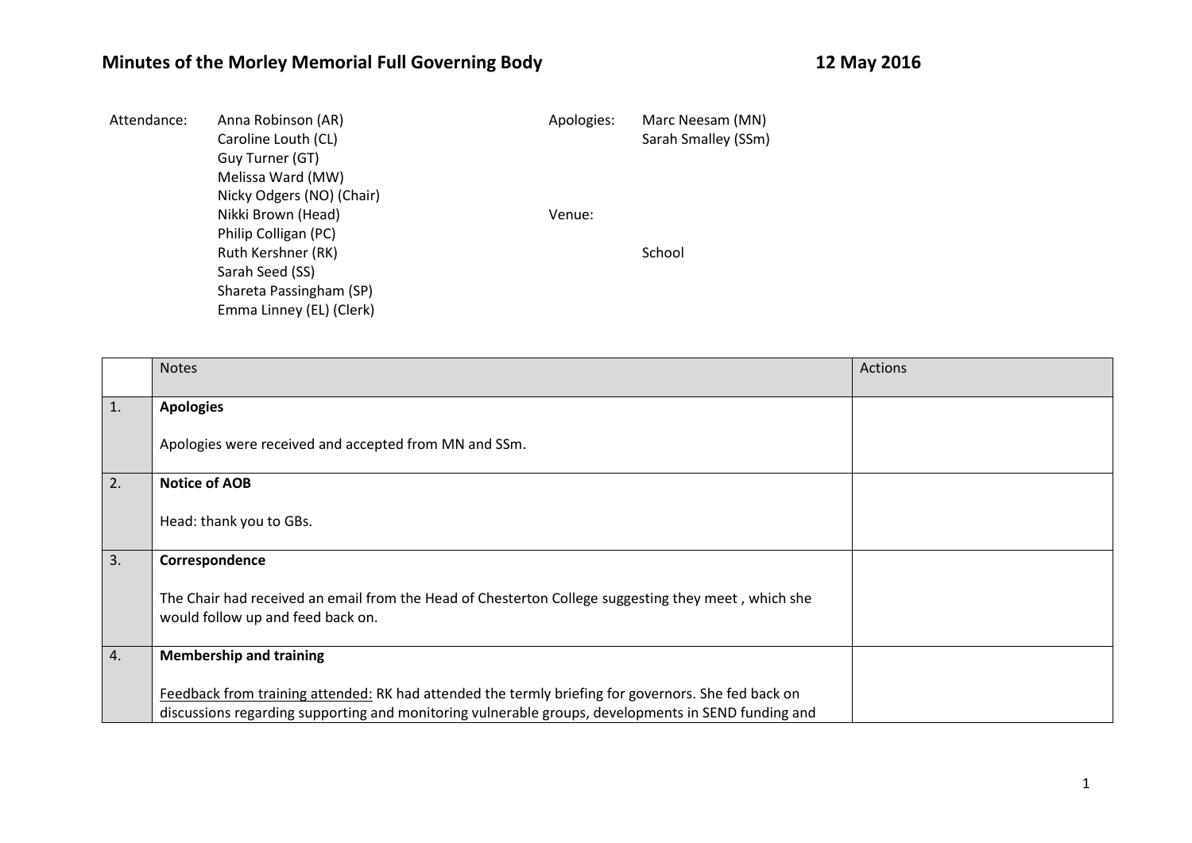# Minutes of the Morley Memorial Full Governing Body — 12 May 2016

| Attendance: | | Apologies: | |
|---|---|---|---|
| | Anna Robinson (AR) | | Marc Neesam (MN) |
| | Caroline Louth (CL) | | Sarah Smalley (SSm) |
| | Guy Turner (GT) | | |
| | Melissa Ward (MW) | | |
| | Nicky Odgers (NO) (Chair) | | |
| | Nikki Brown (Head) | Venue: | |
| | Philip Colligan (PC) | | |
| | Ruth Kershner (RK) | | School |
| | Sarah Seed (SS) | | |
| | Shareta Passingham (SP) | | |
| | Emma Linney (EL) (Clerk) | | |

| | Notes | Actions |
|---|---|---|
| 1. | **Apologies**<br><br>Apologies were received and accepted from MN and SSm. | |
| 2. | **Notice of AOB**<br><br>Head: thank you to GBs. | |
| 3. | **Correspondence**<br><br>The Chair had received an email from the Head of Chesterton College suggesting they meet , which she would follow up and feed back on. | |
| 4. | **Membership and training**<br><br><u>Feedback from training attended:</u> RK had attended the termly briefing for governors. She fed back on discussions regarding supporting and monitoring vulnerable groups, developments in SEND funding and | |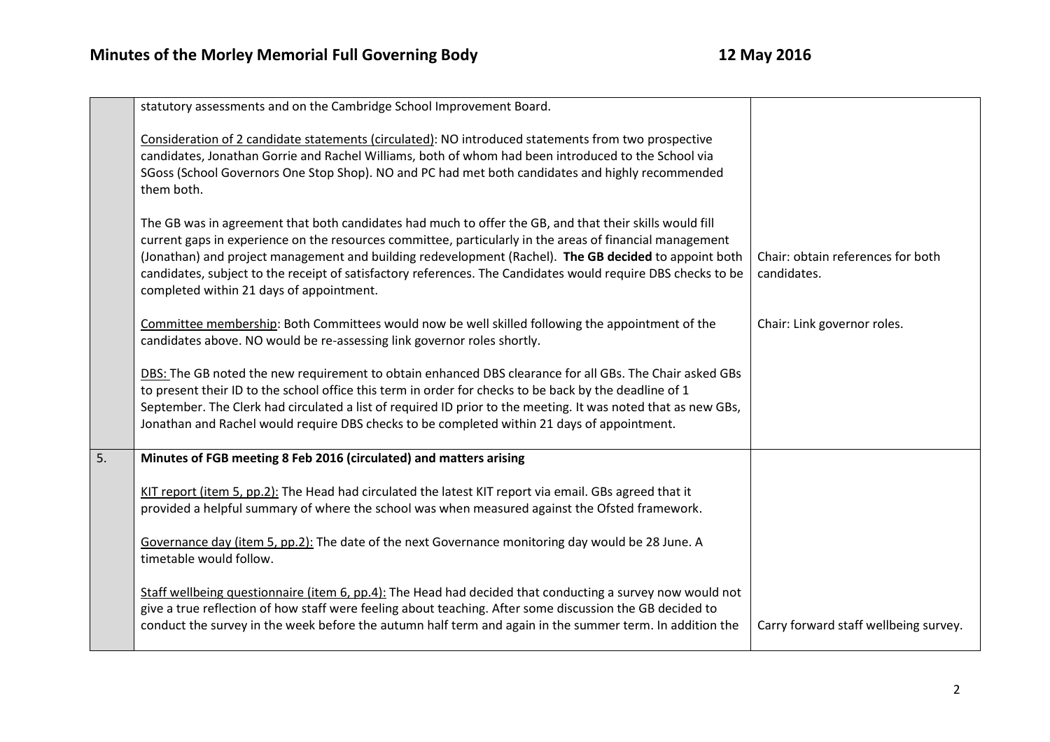| | | |
|---|---|---|
| | statutory assessments and on the Cambridge School Improvement Board.<br><br>Consideration of 2 candidate statements (circulated): NO introduced statements from two prospective candidates, Jonathan Gorrie and Rachel Williams, both of whom had been introduced to the School via SGoss (School Governors One Stop Shop). NO and PC had met both candidates and highly recommended them both.<br><br>The GB was in agreement that both candidates had much to offer the GB, and that their skills would fill current gaps in experience on the resources committee, particularly in the areas of financial management (Jonathan) and project management and building redevelopment (Rachel). **The GB decided** to appoint both candidates, subject to the receipt of satisfactory references. The Candidates would require DBS checks to be completed within 21 days of appointment.<br><br>Committee membership: Both Committees would now be well skilled following the appointment of the candidates above. NO would be re-assessing link governor roles shortly.<br><br>DBS: The GB noted the new requirement to obtain enhanced DBS clearance for all GBs. The Chair asked GBs to present their ID to the school office this term in order for checks to be back by the deadline of 1 September. The Clerk had circulated a list of required ID prior to the meeting. It was noted that as new GBs, Jonathan and Rachel would require DBS checks to be completed within 21 days of appointment. | Chair: obtain references for both candidates.<br><br>Chair: Link governor roles. |
| 5. | **Minutes of FGB meeting 8 Feb 2016 (circulated) and matters arising**<br><br>KIT report (item 5, pp.2): The Head had circulated the latest KIT report via email. GBs agreed that it provided a helpful summary of where the school was when measured against the Ofsted framework.<br><br>Governance day (item 5, pp.2): The date of the next Governance monitoring day would be 28 June. A timetable would follow.<br><br>Staff wellbeing questionnaire (item 6, pp.4): The Head had decided that conducting a survey now would not give a true reflection of how staff were feeling about teaching. After some discussion the GB decided to conduct the survey in the week before the autumn half term and again in the summer term. In addition the | Carry forward staff wellbeing survey. |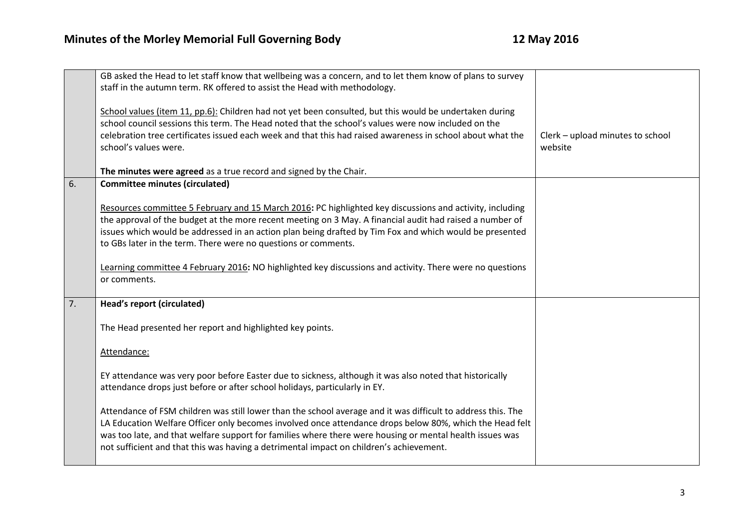| | | |
|---|---|---|
| | GB asked the Head to let staff know that wellbeing was a concern, and to let them know of plans to survey staff in the autumn term. RK offered to assist the Head with methodology.<br><br><u>School values (item 11, pp.6):</u> Children had not yet been consulted, but this would be undertaken during school council sessions this term. The Head noted that the school's values were now included on the celebration tree certificates issued each week and that this had raised awareness in school about what the school's values were.<br><br>**The minutes were agreed** as a true record and signed by the Chair. | Clerk – upload minutes to school website |
| 6. | **Committee minutes (circulated)**<br><br><u>Resources committee 5 February and 15 March 2016</u>**:** PC highlighted key discussions and activity, including the approval of the budget at the more recent meeting on 3 May. A financial audit had raised a number of issues which would be addressed in an action plan being drafted by Tim Fox and which would be presented to GBs later in the term. There were no questions or comments.<br><br><u>Learning committee 4 February 2016</u>**:** NO highlighted key discussions and activity. There were no questions or comments. | |
| 7. | **Head's report (circulated)**<br><br>The Head presented her report and highlighted key points.<br><br><u>Attendance:</u><br><br>EY attendance was very poor before Easter due to sickness, although it was also noted that historically attendance drops just before or after school holidays, particularly in EY.<br><br>Attendance of FSM children was still lower than the school average and it was difficult to address this. The LA Education Welfare Officer only becomes involved once attendance drops below 80%, which the Head felt was too late, and that welfare support for families where there were housing or mental health issues was not sufficient and that this was having a detrimental impact on children's achievement. | |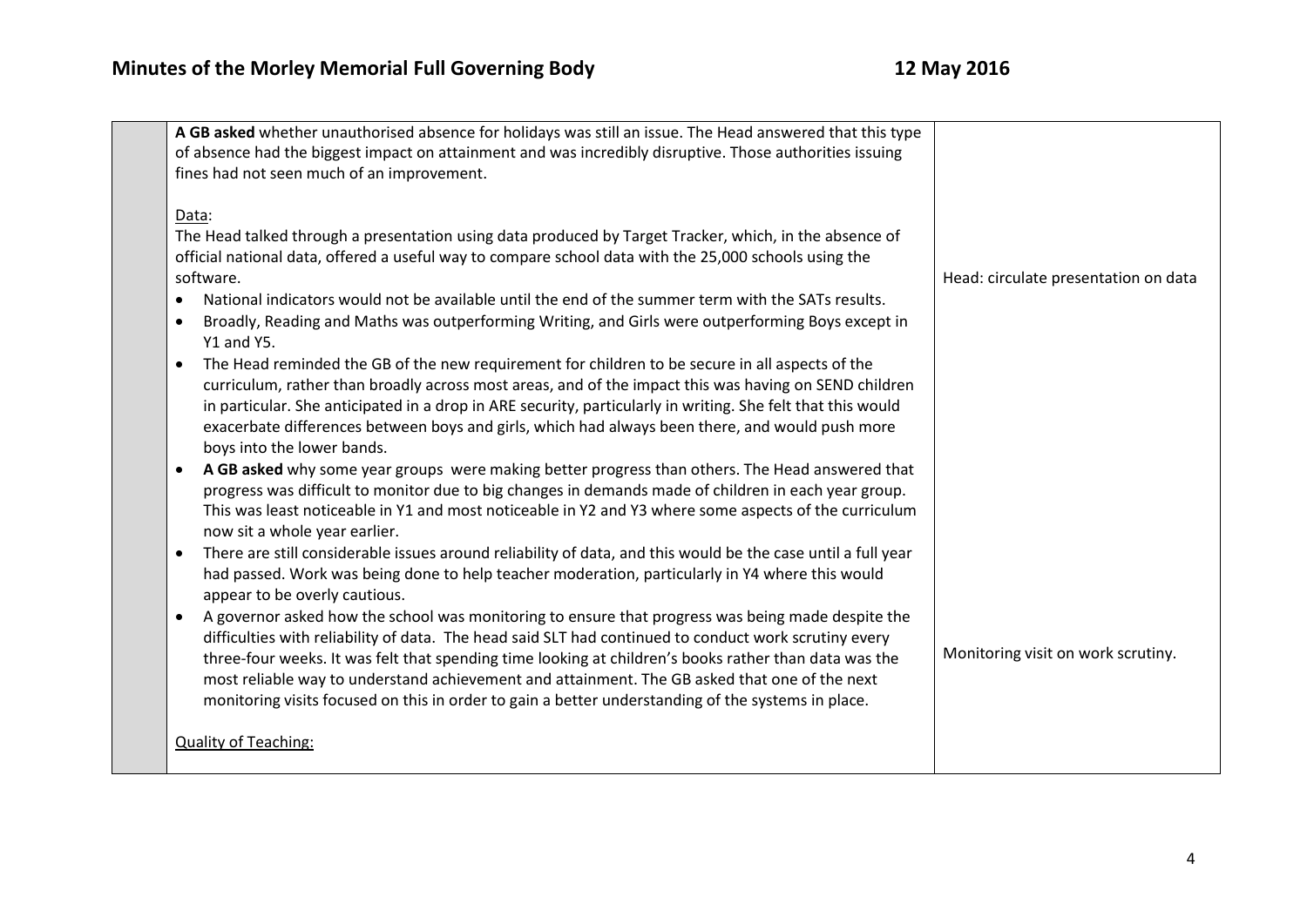| | | |
|---|---|---|
| | **A GB asked** whether unauthorised absence for holidays was still an issue. The Head answered that this type of absence had the biggest impact on attainment and was incredibly disruptive. Those authorities issuing fines had not seen much of an improvement.<br><br>Data:<br>The Head talked through a presentation using data produced by Target Tracker, which, in the absence of official national data, offered a useful way to compare school data with the 25,000 schools using the software.<br>• National indicators would not be available until the end of the summer term with the SATs results.<br>• Broadly, Reading and Maths was outperforming Writing, and Girls were outperforming Boys except in Y1 and Y5.<br>• The Head reminded the GB of the new requirement for children to be secure in all aspects of the curriculum, rather than broadly across most areas, and of the impact this was having on SEND children in particular. She anticipated in a drop in ARE security, particularly in writing. She felt that this would exacerbate differences between boys and girls, which had always been there, and would push more boys into the lower bands.<br>• **A GB asked** why some year groups were making better progress than others. The Head answered that progress was difficult to monitor due to big changes in demands made of children in each year group. This was least noticeable in Y1 and most noticeable in Y2 and Y3 where some aspects of the curriculum now sit a whole year earlier.<br>• There are still considerable issues around reliability of data, and this would be the case until a full year had passed. Work was being done to help teacher moderation, particularly in Y4 where this would appear to be overly cautious.<br>• A governor asked how the school was monitoring to ensure that progress was being made despite the difficulties with reliability of data. The head said SLT had continued to conduct work scrutiny every three-four weeks. It was felt that spending time looking at children's books rather than data was the most reliable way to understand achievement and attainment. The GB asked that one of the next monitoring visits focused on this in order to gain a better understanding of the systems in place.<br><br>Quality of Teaching: | Head: circulate presentation on data<br><br>Monitoring visit on work scrutiny. |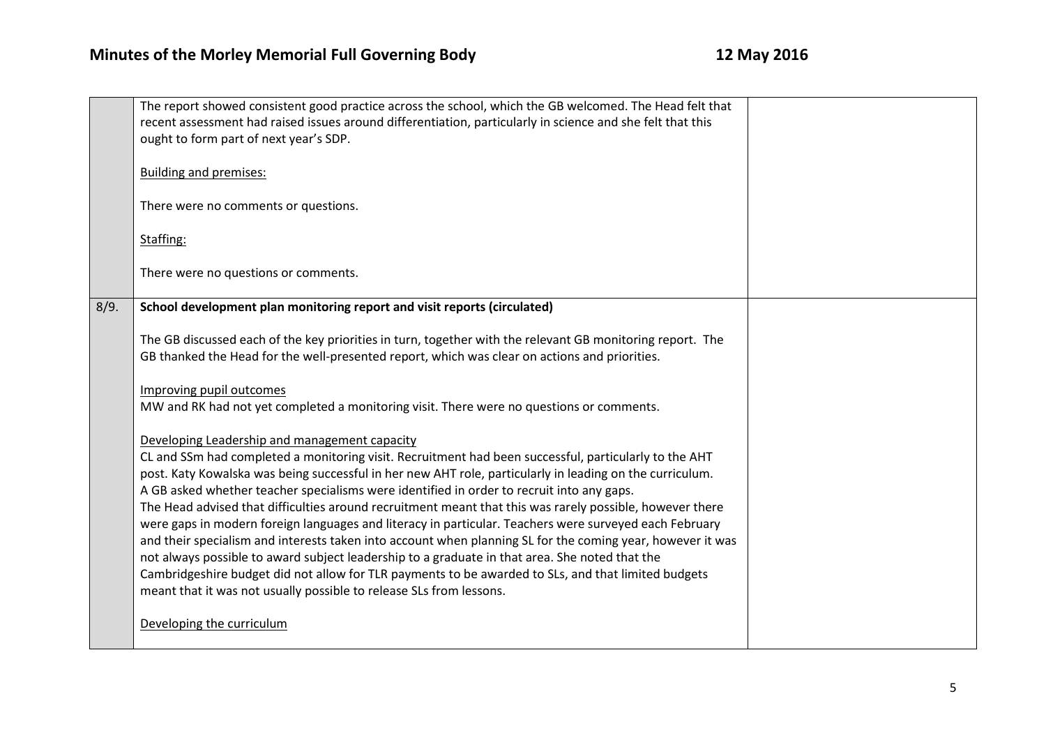| | | |
|---|---|---|
| | The report showed consistent good practice across the school, which the GB welcomed. The Head felt that recent assessment had raised issues around differentiation, particularly in science and she felt that this ought to form part of next year's SDP.<br><br>Building and premises:<br><br>There were no comments or questions.<br><br>Staffing:<br><br>There were no questions or comments. | |
| 8/9. | **School development plan monitoring report and visit reports (circulated)**<br><br>The GB discussed each of the key priorities in turn, together with the relevant GB monitoring report. The GB thanked the Head for the well-presented report, which was clear on actions and priorities.<br><br>Improving pupil outcomes<br>MW and RK had not yet completed a monitoring visit. There were no questions or comments.<br><br>Developing Leadership and management capacity<br>CL and SSm had completed a monitoring visit. Recruitment had been successful, particularly to the AHT post. Katy Kowalska was being successful in her new AHT role, particularly in leading on the curriculum.<br>A GB asked whether teacher specialisms were identified in order to recruit into any gaps.<br>The Head advised that difficulties around recruitment meant that this was rarely possible, however there were gaps in modern foreign languages and literacy in particular. Teachers were surveyed each February and their specialism and interests taken into account when planning SL for the coming year, however it was not always possible to award subject leadership to a graduate in that area. She noted that the Cambridgeshire budget did not allow for TLR payments to be awarded to SLs, and that limited budgets meant that it was not usually possible to release SLs from lessons.<br><br>Developing the curriculum | |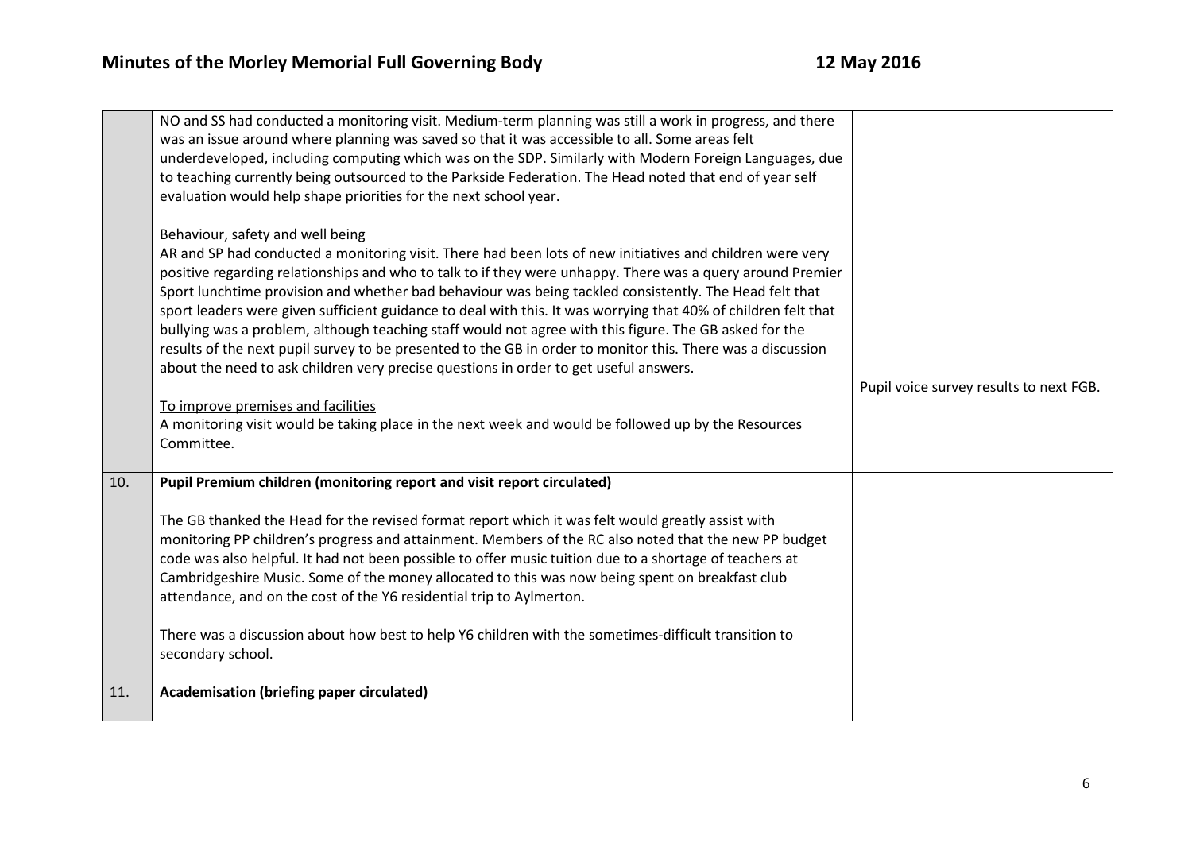| | | |
|---|---|---|
| | NO and SS had conducted a monitoring visit. Medium-term planning was still a work in progress, and there was an issue around where planning was saved so that it was accessible to all. Some areas felt underdeveloped, including computing which was on the SDP. Similarly with Modern Foreign Languages, due to teaching currently being outsourced to the Parkside Federation. The Head noted that end of year self evaluation would help shape priorities for the next school year.<br><br><u>Behaviour, safety and well being</u><br>AR and SP had conducted a monitoring visit. There had been lots of new initiatives and children were very positive regarding relationships and who to talk to if they were unhappy. There was a query around Premier Sport lunchtime provision and whether bad behaviour was being tackled consistently. The Head felt that sport leaders were given sufficient guidance to deal with this. It was worrying that 40% of children felt that bullying was a problem, although teaching staff would not agree with this figure. The GB asked for the results of the next pupil survey to be presented to the GB in order to monitor this. There was a discussion about the need to ask children very precise questions in order to get useful answers.<br><br><u>To improve premises and facilities</u><br>A monitoring visit would be taking place in the next week and would be followed up by the Resources Committee. | Pupil voice survey results to next FGB. |
| 10. | **Pupil Premium children (monitoring report and visit report circulated)**<br><br>The GB thanked the Head for the revised format report which it was felt would greatly assist with monitoring PP children's progress and attainment. Members of the RC also noted that the new PP budget code was also helpful. It had not been possible to offer music tuition due to a shortage of teachers at Cambridgeshire Music. Some of the money allocated to this was now being spent on breakfast club attendance, and on the cost of the Y6 residential trip to Aylmerton.<br><br>There was a discussion about how best to help Y6 children with the sometimes-difficult transition to secondary school. | |
| 11. | **Academisation (briefing paper circulated)** | |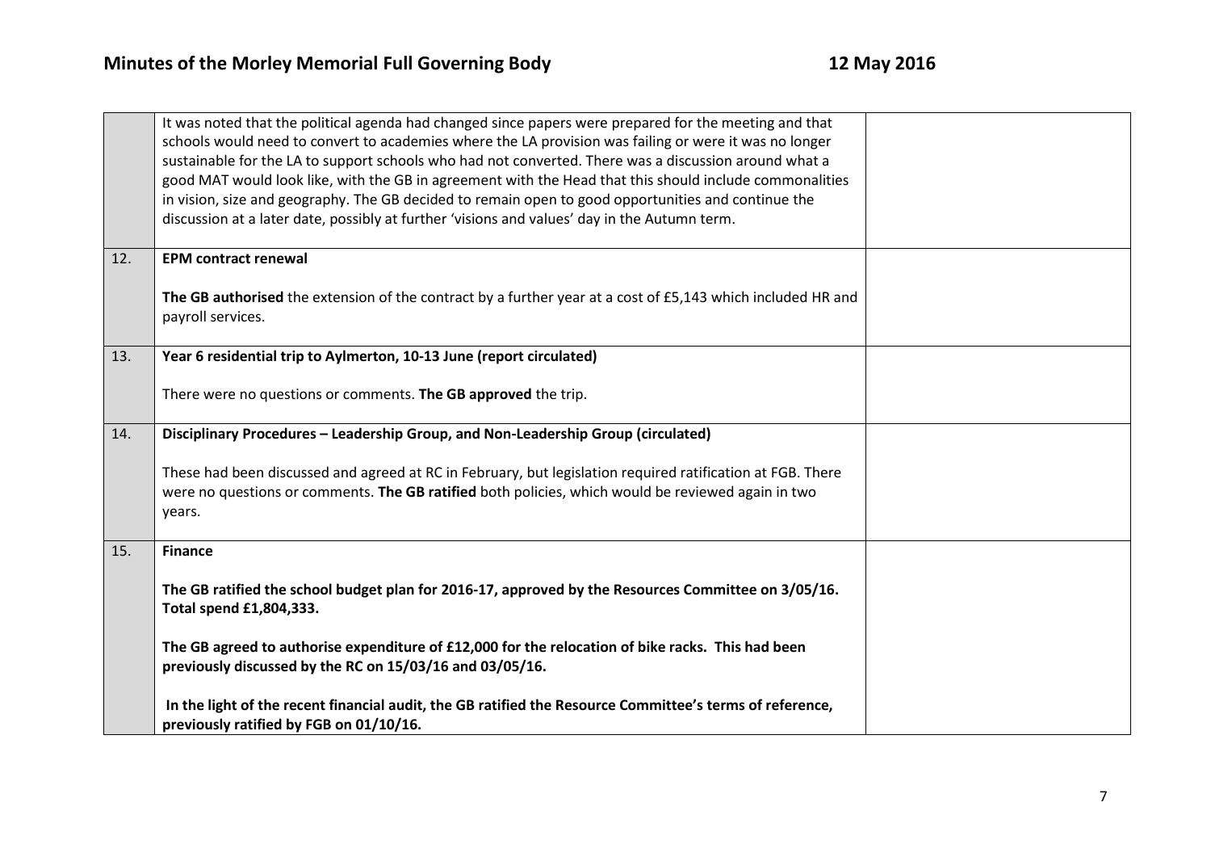| | | |
|---|---|---|
| | It was noted that the political agenda had changed since papers were prepared for the meeting and that schools would need to convert to academies where the LA provision was failing or were it was no longer sustainable for the LA to support schools who had not converted. There was a discussion around what a good MAT would look like, with the GB in agreement with the Head that this should include commonalities in vision, size and geography. The GB decided to remain open to good opportunities and continue the discussion at a later date, possibly at further 'visions and values' day in the Autumn term. | |
| 12. | **EPM contract renewal**<br><br>**The GB authorised** the extension of the contract by a further year at a cost of £5,143 which included HR and payroll services. | |
| 13. | **Year 6 residential trip to Aylmerton, 10-13 June (report circulated)**<br><br>There were no questions or comments. **The GB approved** the trip. | |
| 14. | **Disciplinary Procedures – Leadership Group, and Non-Leadership Group (circulated)**<br><br>These had been discussed and agreed at RC in February, but legislation required ratification at FGB. There were no questions or comments. **The GB ratified** both policies, which would be reviewed again in two years. | |
| 15. | **Finance**<br><br>**The GB ratified the school budget plan for 2016-17, approved by the Resources Committee on 3/05/16. Total spend £1,804,333.**<br><br>**The GB agreed to authorise expenditure of £12,000 for the relocation of bike racks. This had been previously discussed by the RC on 15/03/16 and 03/05/16.**<br><br>**In the light of the recent financial audit, the GB ratified the Resource Committee's terms of reference, previously ratified by FGB on 01/10/16.** | |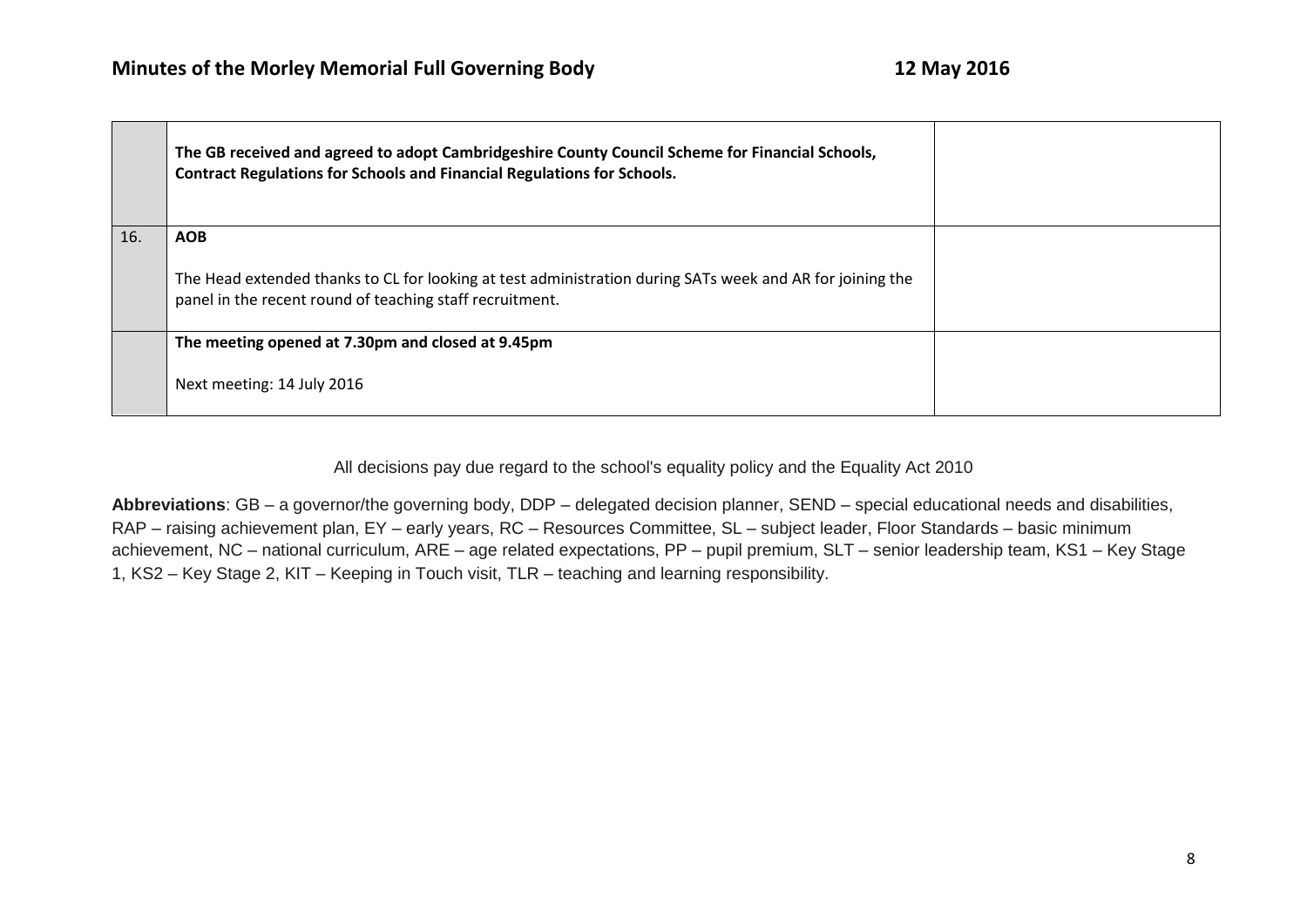| | | |
|---|---|---|
| | **The GB received and agreed to adopt Cambridgeshire County Council Scheme for Financial Schools, Contract Regulations for Schools and Financial Regulations for Schools.** | |
| 16. | **AOB**<br><br>The Head extended thanks to CL for looking at test administration during SATs week and AR for joining the panel in the recent round of teaching staff recruitment. | |
| | **The meeting opened at 7.30pm and closed at 9.45pm**<br><br>Next meeting: 14 July 2016 | |

All decisions pay due regard to the school's equality policy and the Equality Act 2010

**Abbreviations**: GB – a governor/the governing body, DDP – delegated decision planner, SEND – special educational needs and disabilities, RAP – raising achievement plan, EY – early years, RC – Resources Committee, SL – subject leader, Floor Standards – basic minimum achievement, NC – national curriculum, ARE – age related expectations, PP – pupil premium, SLT – senior leadership team, KS1 – Key Stage 1, KS2 – Key Stage 2, KIT – Keeping in Touch visit, TLR – teaching and learning responsibility.